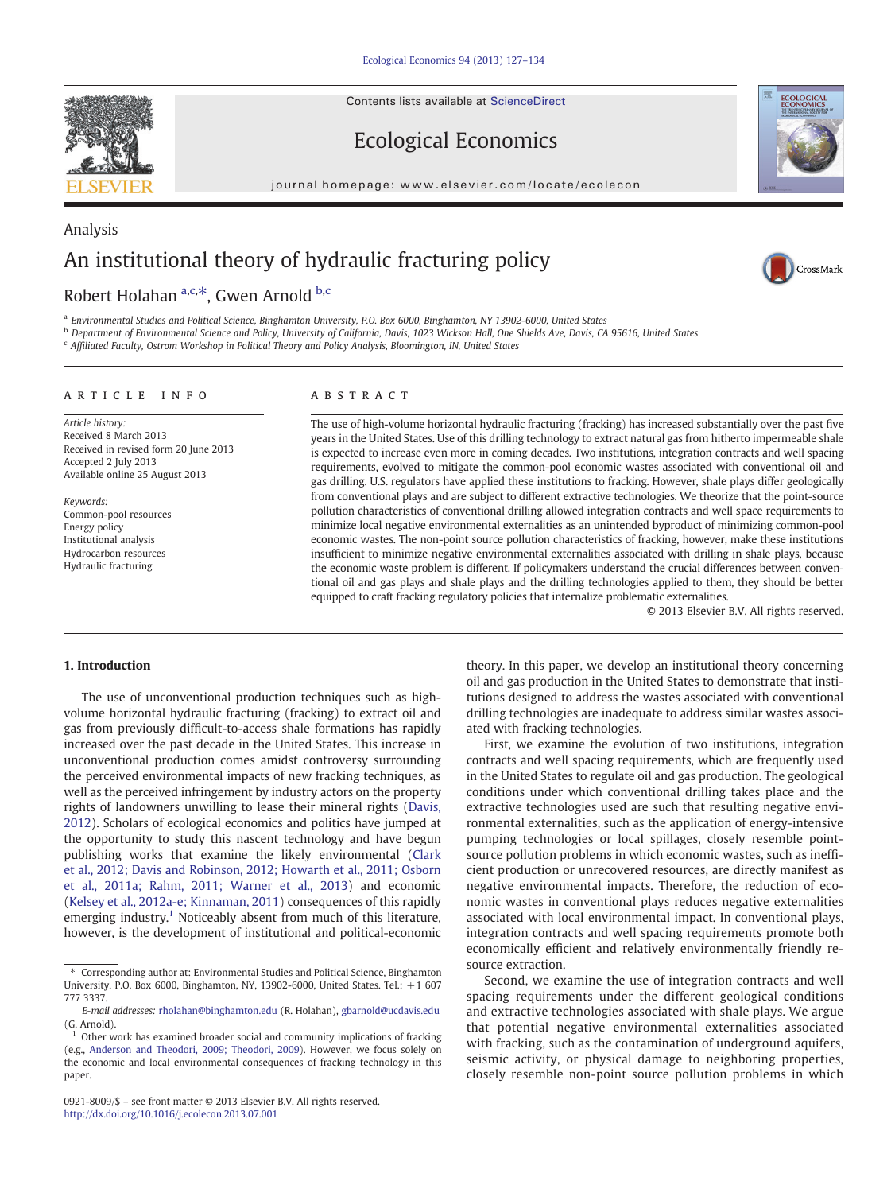Analysis

# An institutional theory of hydraulic fracturing policy

Robert Holahan [a,c,*], Gwen Arnold [b,c]

[a] Environmental Studies and Political Science, Binghamton University, P.O. Box 6000, Binghamton, NY 13902-6000, United States
[b] Department of Environmental Science and Policy, University of California, Davis, 1023 Wickson Hall, One Shields Ave, Davis, CA 95616, United States
[c] Affiliated Faculty, Ostrom Workshop in Political Theory and Policy Analysis, Bloomington, IN, United States

## ARTICLE INFO

*Article history:*
Received 8 March 2013
Received in revised form 20 June 2013
Accepted 2 July 2013
Available online 25 August 2013

*Keywords:*
Common-pool resources
Energy policy
Institutional analysis
Hydrocarbon resources
Hydraulic fracturing

## ABSTRACT

The use of high-volume horizontal hydraulic fracturing (fracking) has increased substantially over the past five years in the United States. Use of this drilling technology to extract natural gas from hitherto impermeable shale is expected to increase even more in coming decades. Two institutions, integration contracts and well spacing requirements, evolved to mitigate the common-pool economic wastes associated with conventional oil and gas drilling. U.S. regulators have applied these institutions to fracking. However, shale plays differ geologically from conventional plays and are subject to different extractive technologies. We theorize that the point-source pollution characteristics of conventional drilling allowed integration contracts and well space requirements to minimize local negative environmental externalities as an unintended byproduct of minimizing common-pool economic wastes. The non-point source pollution characteristics of fracking, however, make these institutions insufficient to minimize negative environmental externalities associated with drilling in shale plays, because the economic waste problem is different. If policymakers understand the crucial differences between conventional oil and gas plays and shale plays and the drilling technologies applied to them, they should be better equipped to craft fracking regulatory policies that internalize problematic externalities.

© 2013 Elsevier B.V. All rights reserved.

## 1. Introduction

The use of unconventional production techniques such as high-volume horizontal hydraulic fracturing (fracking) to extract oil and gas from previously difficult-to-access shale formations has rapidly increased over the past decade in the United States. This increase in unconventional production comes amidst controversy surrounding the perceived environmental impacts of new fracking techniques, as well as the perceived infringement by industry actors on the property rights of landowners unwilling to lease their mineral rights (Davis, 2012). Scholars of ecological economics and politics have jumped at the opportunity to study this nascent technology and have begun publishing works that examine the likely environmental (Clark et al., 2012; Davis and Robinson, 2012; Howarth et al., 2011; Osborn et al., 2011a; Rahm, 2011; Warner et al., 2013) and economic (Kelsey et al., 2012a–e; Kinnaman, 2011) consequences of this rapidly emerging industry.[1] Noticeably absent from much of this literature, however, is the development of institutional and political-economic theory. In this paper, we develop an institutional theory concerning oil and gas production in the United States to demonstrate that institutions designed to address the wastes associated with conventional drilling technologies are inadequate to address similar wastes associated with fracking technologies.

First, we examine the evolution of two institutions, integration contracts and well spacing requirements, which are frequently used in the United States to regulate oil and gas production. The geological conditions under which conventional drilling takes place and the extractive technologies used are such that resulting negative environmental externalities, such as the application of energy-intensive pumping technologies or local spillages, closely resemble point-source pollution problems in which economic wastes, such as inefficient production or unrecovered resources, are directly manifest as negative environmental impacts. Therefore, the reduction of economic wastes in conventional plays reduces negative externalities associated with local environmental impact. In conventional plays, integration contracts and well spacing requirements promote both economically efficient and relatively environmentally friendly resource extraction.

Second, we examine the use of integration contracts and well spacing requirements under the different geological conditions and extractive technologies associated with shale plays. We argue that potential negative environmental externalities associated with fracking, such as the contamination of underground aquifers, seismic activity, or physical damage to neighboring properties, closely resemble non-point source pollution problems in which

---

\* Corresponding author at: Environmental Studies and Political Science, Binghamton University, P.O. Box 6000, Binghamton, NY, 13902-6000, United States. Tel.: +1 607 777 3337.

*E-mail addresses:* rholahan@binghamton.edu (R. Holahan), gbarnold@ucdavis.edu (G. Arnold).

[1] Other work has examined broader social and community implications of fracking (e.g., Anderson and Theodori, 2009; Theodori, 2009). However, we focus solely on the economic and local environmental consequences of fracking technology in this paper.

0921-8009/$ – see front matter © 2013 Elsevier B.V. All rights reserved.
http://dx.doi.org/10.1016/j.ecolecon.2013.07.001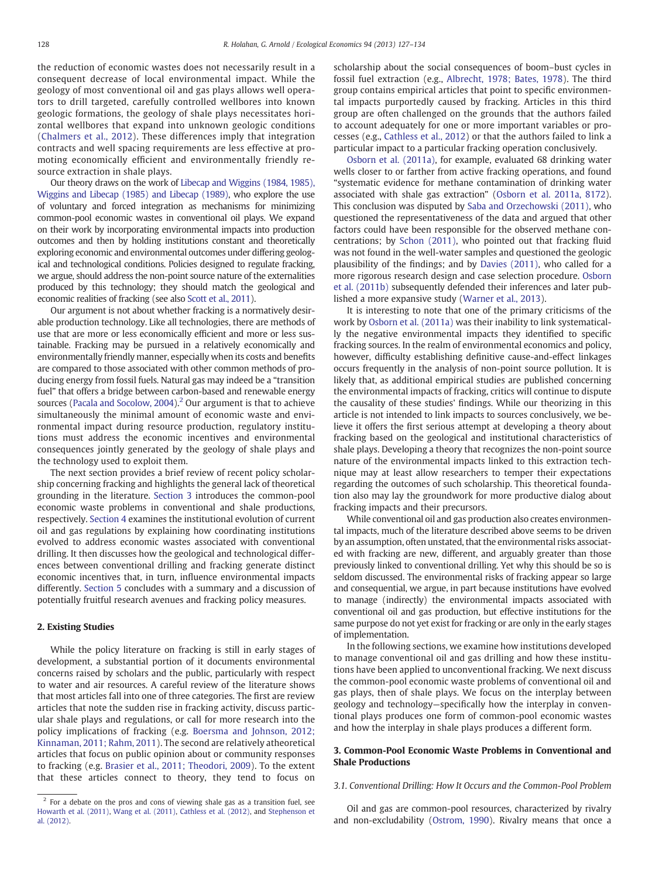the reduction of economic wastes does not necessarily result in a consequent decrease of local environmental impact. While the geology of most conventional oil and gas plays allows well operators to drill targeted, carefully controlled wellbores into known geologic formations, the geology of shale plays necessitates horizontal wellbores that expand into unknown geologic conditions (Chalmers et al., 2012). These differences imply that integration contracts and well spacing requirements are less effective at promoting economically efficient and environmentally friendly resource extraction in shale plays.

Our theory draws on the work of Libecap and Wiggins (1984, 1985), Wiggins and Libecap (1985) and Libecap (1989), who explore the use of voluntary and forced integration as mechanisms for minimizing common-pool economic wastes in conventional oil plays. We expand on their work by incorporating environmental impacts into production outcomes and then by holding institutions constant and theoretically exploring economic and environmental outcomes under differing geological and technological conditions. Policies designed to regulate fracking, we argue, should address the non-point source nature of the externalities produced by this technology; they should match the geological and economic realities of fracking (see also Scott et al., 2011).

Our argument is not about whether fracking is a normatively desirable production technology. Like all technologies, there are methods of use that are more or less economically efficient and more or less sustainable. Fracking may be pursued in a relatively economically and environmentally friendly manner, especially when its costs and benefits are compared to those associated with other common methods of producing energy from fossil fuels. Natural gas may indeed be a "transition fuel" that offers a bridge between carbon-based and renewable energy sources (Pacala and Socolow, 2004).[2] Our argument is that to achieve simultaneously the minimal amount of economic waste and environmental impact during resource production, regulatory institutions must address the economic incentives and environmental consequences jointly generated by the geology of shale plays and the technology used to exploit them.

The next section provides a brief review of recent policy scholarship concerning fracking and highlights the general lack of theoretical grounding in the literature. Section 3 introduces the common-pool economic waste problems in conventional and shale productions, respectively. Section 4 examines the institutional evolution of current oil and gas regulations by explaining how coordinating institutions evolved to address economic wastes associated with conventional drilling. It then discusses how the geological and technological differences between conventional drilling and fracking generate distinct economic incentives that, in turn, influence environmental impacts differently. Section 5 concludes with a summary and a discussion of potentially fruitful research avenues and fracking policy measures.

## 2. Existing Studies

While the policy literature on fracking is still in early stages of development, a substantial portion of it documents environmental concerns raised by scholars and the public, particularly with respect to water and air resources. A careful review of the literature shows that most articles fall into one of three categories. The first are review articles that note the sudden rise in fracking activity, discuss particular shale plays and regulations, or call for more research into the policy implications of fracking (e.g. Boersma and Johnson, 2012; Kinnaman, 2011; Rahm, 2011). The second are relatively atheoretical articles that focus on public opinion about or community responses to fracking (e.g. Brasier et al., 2011; Theodori, 2009). To the extent that these articles connect to theory, they tend to focus on scholarship about the social consequences of boom–bust cycles in fossil fuel extraction (e.g., Albrecht, 1978; Bates, 1978). The third group contains empirical articles that point to specific environmental impacts purportedly caused by fracking. Articles in this third group are often challenged on the grounds that the authors failed to account adequately for one or more important variables or processes (e.g., Cathless et al., 2012) or that the authors failed to link a particular impact to a particular fracking operation conclusively.

Osborn et al. (2011a), for example, evaluated 68 drinking water wells closer to or farther from active fracking operations, and found "systematic evidence for methane contamination of drinking water associated with shale gas extraction" (Osborn et al. 2011a, 8172). This conclusion was disputed by Saba and Orzechowski (2011), who questioned the representativeness of the data and argued that other factors could have been responsible for the observed methane concentrations; by Schon (2011), who pointed out that fracking fluid was not found in the well-water samples and questioned the geologic plausibility of the findings; and by Davies (2011), who called for a more rigorous research design and case selection procedure. Osborn et al. (2011b) subsequently defended their inferences and later published a more expansive study (Warner et al., 2013).

It is interesting to note that one of the primary criticisms of the work by Osborn et al. (2011a) was their inability to link systematically the negative environmental impacts they identified to specific fracking sources. In the realm of environmental economics and policy, however, difficulty establishing definitive cause-and-effect linkages occurs frequently in the analysis of non-point source pollution. It is likely that, as additional empirical studies are published concerning the environmental impacts of fracking, critics will continue to dispute the causality of these studies' findings. While our theorizing in this article is not intended to link impacts to sources conclusively, we believe it offers the first serious attempt at developing a theory about fracking based on the geological and institutional characteristics of shale plays. Developing a theory that recognizes the non-point source nature of the environmental impacts linked to this extraction technique may at least allow researchers to temper their expectations regarding the outcomes of such scholarship. This theoretical foundation also may lay the groundwork for more productive dialog about fracking impacts and their precursors.

While conventional oil and gas production also creates environmental impacts, much of the literature described above seems to be driven by an assumption, often unstated, that the environmental risks associated with fracking are new, different, and arguably greater than those previously linked to conventional drilling. Yet why this should be so is seldom discussed. The environmental risks of fracking appear so large and consequential, we argue, in part because institutions have evolved to manage (indirectly) the environmental impacts associated with conventional oil and gas production, but effective institutions for the same purpose do not yet exist for fracking or are only in the early stages of implementation.

In the following sections, we examine how institutions developed to manage conventional oil and gas drilling and how these institutions have been applied to unconventional fracking. We next discuss the common-pool economic waste problems of conventional oil and gas plays, then of shale plays. We focus on the interplay between geology and technology—specifically how the interplay in conventional plays produces one form of common-pool economic wastes and how the interplay in shale plays produces a different form.

## 3. Common-Pool Economic Waste Problems in Conventional and Shale Productions

### 3.1. Conventional Drilling: How It Occurs and the Common-Pool Problem

Oil and gas are common-pool resources, characterized by rivalry and non-excludability (Ostrom, 1990). Rivalry means that once a

[2] For a debate on the pros and cons of viewing shale gas as a transition fuel, see Howarth et al. (2011), Wang et al. (2011), Cathless et al. (2012), and Stephenson et al. (2012).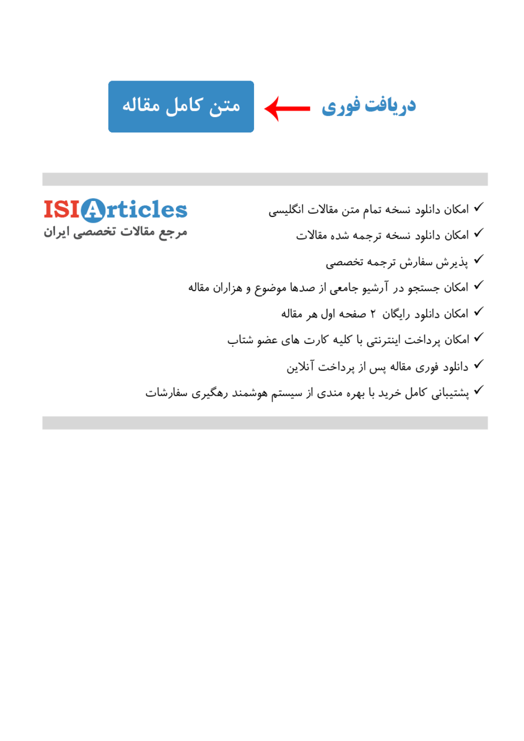دریافت فوری ← متن کامل مقاله

**ISIArticles**
مرجع مقالات تخصصی ایران

- ✓ امکان دانلود نسخه تمام متن مقالات انگلیسی
- ✓ امکان دانلود نسخه ترجمه شده مقالات
- ✓ پذیرش سفارش ترجمه تخصصی
- ✓ امکان جستجو در آرشیو جامعی از صدها موضوع و هزاران مقاله
- ✓ امکان دانلود رایگان ۲ صفحه اول هر مقاله
- ✓ امکان پرداخت اینترنتی با کلیه کارت های عضو شتاب
- ✓ دانلود فوری مقاله پس از پرداخت آنلاین
- ✓ پشتیبانی کامل خرید با بهره مندی از سیستم هوشمند رهگیری سفارشات